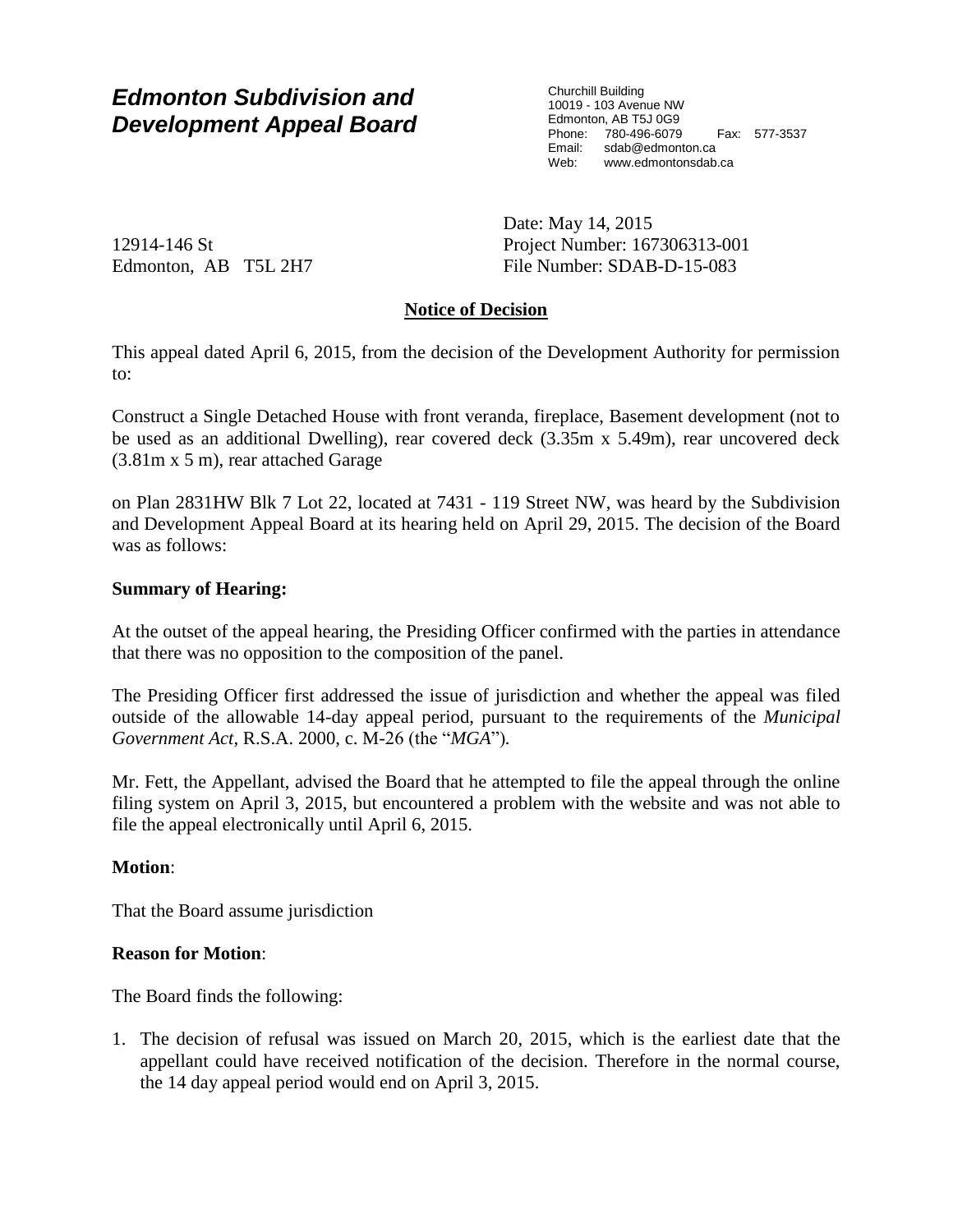# *Edmonton Subdivision and Development Appeal Board*

Churchill Building
10019 - 103 Avenue NW
Edmonton, AB T5J 0G9
Phone: 780-496-6079 Fax: 577-3537
Email: sdab@edmonton.ca
Web: www.edmontonsdab.ca

12914-146 St
Edmonton, AB T5L 2H7

Date: May 14, 2015
Project Number: 167306313-001
File Number: SDAB-D-15-083

## Notice of Decision

This appeal dated April 6, 2015, from the decision of the Development Authority for permission to:

Construct a Single Detached House with front veranda, fireplace, Basement development (not to be used as an additional Dwelling), rear covered deck (3.35m x 5.49m), rear uncovered deck (3.81m x 5 m), rear attached Garage

on Plan 2831HW Blk 7 Lot 22, located at 7431 - 119 Street NW, was heard by the Subdivision and Development Appeal Board at its hearing held on April 29, 2015. The decision of the Board was as follows:

**Summary of Hearing:**

At the outset of the appeal hearing, the Presiding Officer confirmed with the parties in attendance that there was no opposition to the composition of the panel.

The Presiding Officer first addressed the issue of jurisdiction and whether the appeal was filed outside of the allowable 14-day appeal period, pursuant to the requirements of the *Municipal Government Act*, R.S.A. 2000, c. M-26 (the "*MGA*").

Mr. Fett, the Appellant, advised the Board that he attempted to file the appeal through the online filing system on April 3, 2015, but encountered a problem with the website and was not able to file the appeal electronically until April 6, 2015.

**Motion**:

That the Board assume jurisdiction

**Reason for Motion**:

The Board finds the following:

1. The decision of refusal was issued on March 20, 2015, which is the earliest date that the appellant could have received notification of the decision. Therefore in the normal course, the 14 day appeal period would end on April 3, 2015.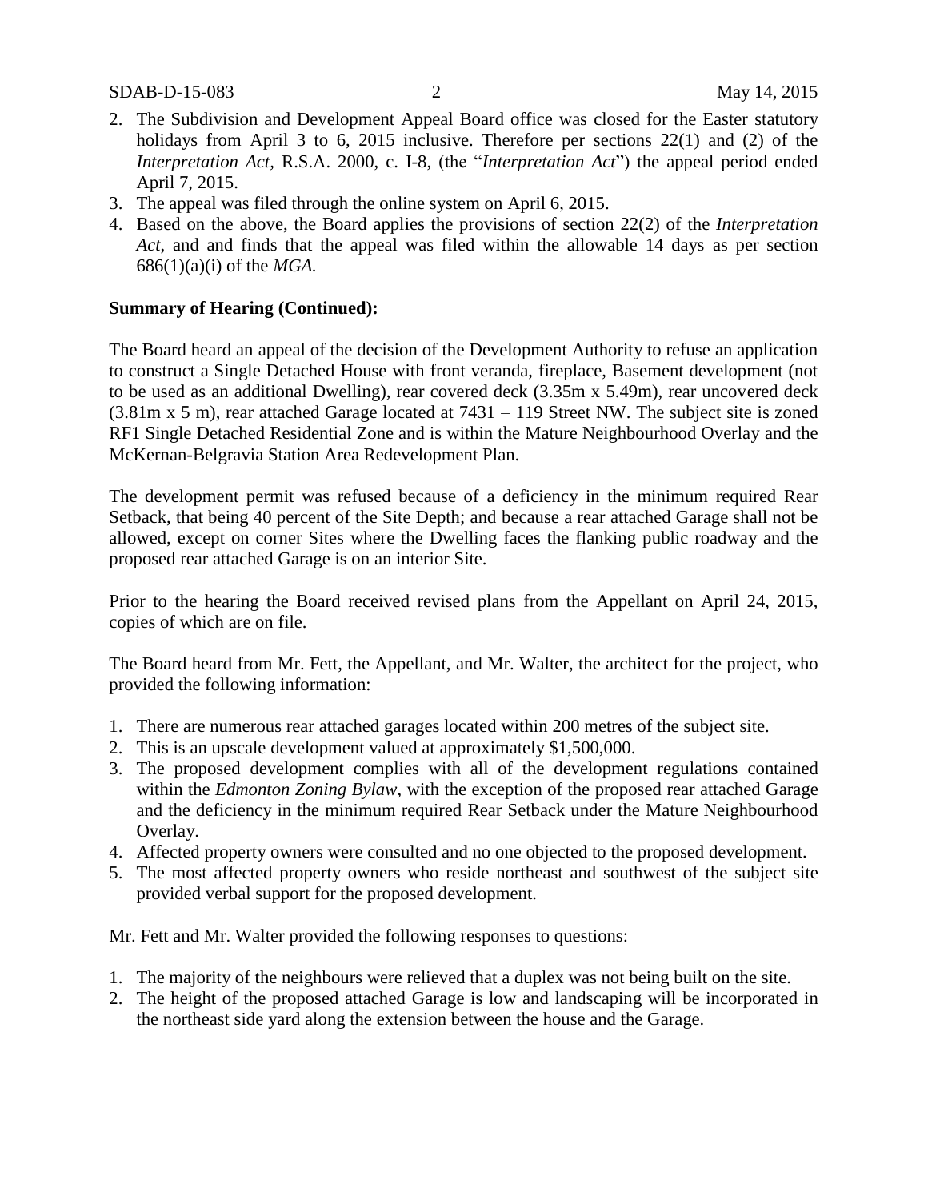2. The Subdivision and Development Appeal Board office was closed for the Easter statutory holidays from April 3 to 6, 2015 inclusive. Therefore per sections 22(1) and (2) of the *Interpretation Act*, R.S.A. 2000, c. I-8, (the "*Interpretation Act*") the appeal period ended April 7, 2015.
3. The appeal was filed through the online system on April 6, 2015.
4. Based on the above, the Board applies the provisions of section 22(2) of the *Interpretation Act*, and and finds that the appeal was filed within the allowable 14 days as per section 686(1)(a)(i) of the *MGA.*

**Summary of Hearing (Continued):**

The Board heard an appeal of the decision of the Development Authority to refuse an application to construct a Single Detached House with front veranda, fireplace, Basement development (not to be used as an additional Dwelling), rear covered deck (3.35m x 5.49m), rear uncovered deck (3.81m x 5 m), rear attached Garage located at 7431 – 119 Street NW. The subject site is zoned RF1 Single Detached Residential Zone and is within the Mature Neighbourhood Overlay and the McKernan-Belgravia Station Area Redevelopment Plan.

The development permit was refused because of a deficiency in the minimum required Rear Setback, that being 40 percent of the Site Depth; and because a rear attached Garage shall not be allowed, except on corner Sites where the Dwelling faces the flanking public roadway and the proposed rear attached Garage is on an interior Site.

Prior to the hearing the Board received revised plans from the Appellant on April 24, 2015, copies of which are on file.

The Board heard from Mr. Fett, the Appellant, and Mr. Walter, the architect for the project, who provided the following information:

1. There are numerous rear attached garages located within 200 metres of the subject site.
2. This is an upscale development valued at approximately $1,500,000.
3. The proposed development complies with all of the development regulations contained within the *Edmonton Zoning Bylaw*, with the exception of the proposed rear attached Garage and the deficiency in the minimum required Rear Setback under the Mature Neighbourhood Overlay.
4. Affected property owners were consulted and no one objected to the proposed development.
5. The most affected property owners who reside northeast and southwest of the subject site provided verbal support for the proposed development.

Mr. Fett and Mr. Walter provided the following responses to questions:

1. The majority of the neighbours were relieved that a duplex was not being built on the site.
2. The height of the proposed attached Garage is low and landscaping will be incorporated in the northeast side yard along the extension between the house and the Garage.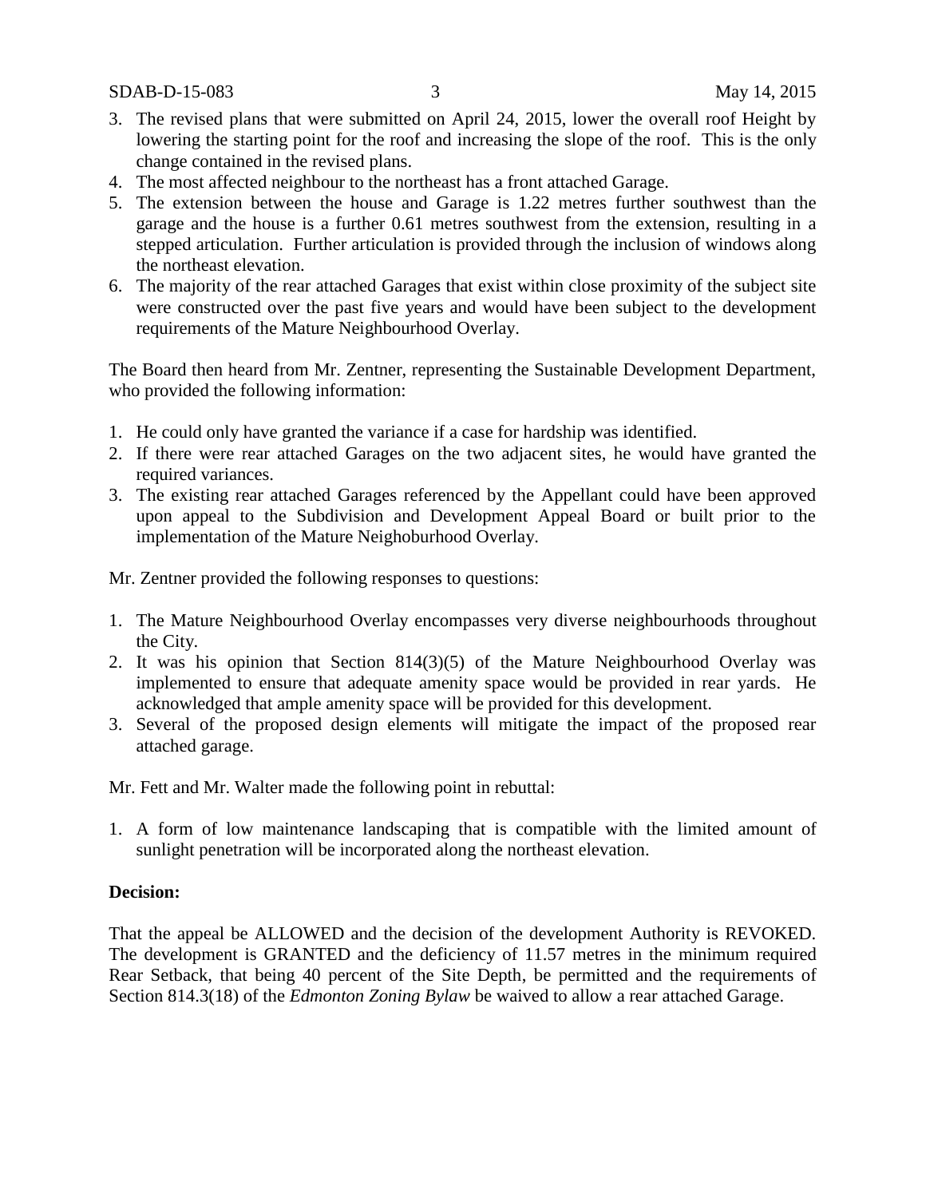3. The revised plans that were submitted on April 24, 2015, lower the overall roof Height by lowering the starting point for the roof and increasing the slope of the roof. This is the only change contained in the revised plans.
4. The most affected neighbour to the northeast has a front attached Garage.
5. The extension between the house and Garage is 1.22 metres further southwest than the garage and the house is a further 0.61 metres southwest from the extension, resulting in a stepped articulation. Further articulation is provided through the inclusion of windows along the northeast elevation.
6. The majority of the rear attached Garages that exist within close proximity of the subject site were constructed over the past five years and would have been subject to the development requirements of the Mature Neighbourhood Overlay.

The Board then heard from Mr. Zentner, representing the Sustainable Development Department, who provided the following information:

1. He could only have granted the variance if a case for hardship was identified.
2. If there were rear attached Garages on the two adjacent sites, he would have granted the required variances.
3. The existing rear attached Garages referenced by the Appellant could have been approved upon appeal to the Subdivision and Development Appeal Board or built prior to the implementation of the Mature Neighoburhood Overlay.

Mr. Zentner provided the following responses to questions:

1. The Mature Neighbourhood Overlay encompasses very diverse neighbourhoods throughout the City.
2. It was his opinion that Section 814(3)(5) of the Mature Neighbourhood Overlay was implemented to ensure that adequate amenity space would be provided in rear yards. He acknowledged that ample amenity space will be provided for this development.
3. Several of the proposed design elements will mitigate the impact of the proposed rear attached garage.

Mr. Fett and Mr. Walter made the following point in rebuttal:

1. A form of low maintenance landscaping that is compatible with the limited amount of sunlight penetration will be incorporated along the northeast elevation.

**Decision:**

That the appeal be ALLOWED and the decision of the development Authority is REVOKED. The development is GRANTED and the deficiency of 11.57 metres in the minimum required Rear Setback, that being 40 percent of the Site Depth, be permitted and the requirements of Section 814.3(18) of the *Edmonton Zoning Bylaw* be waived to allow a rear attached Garage.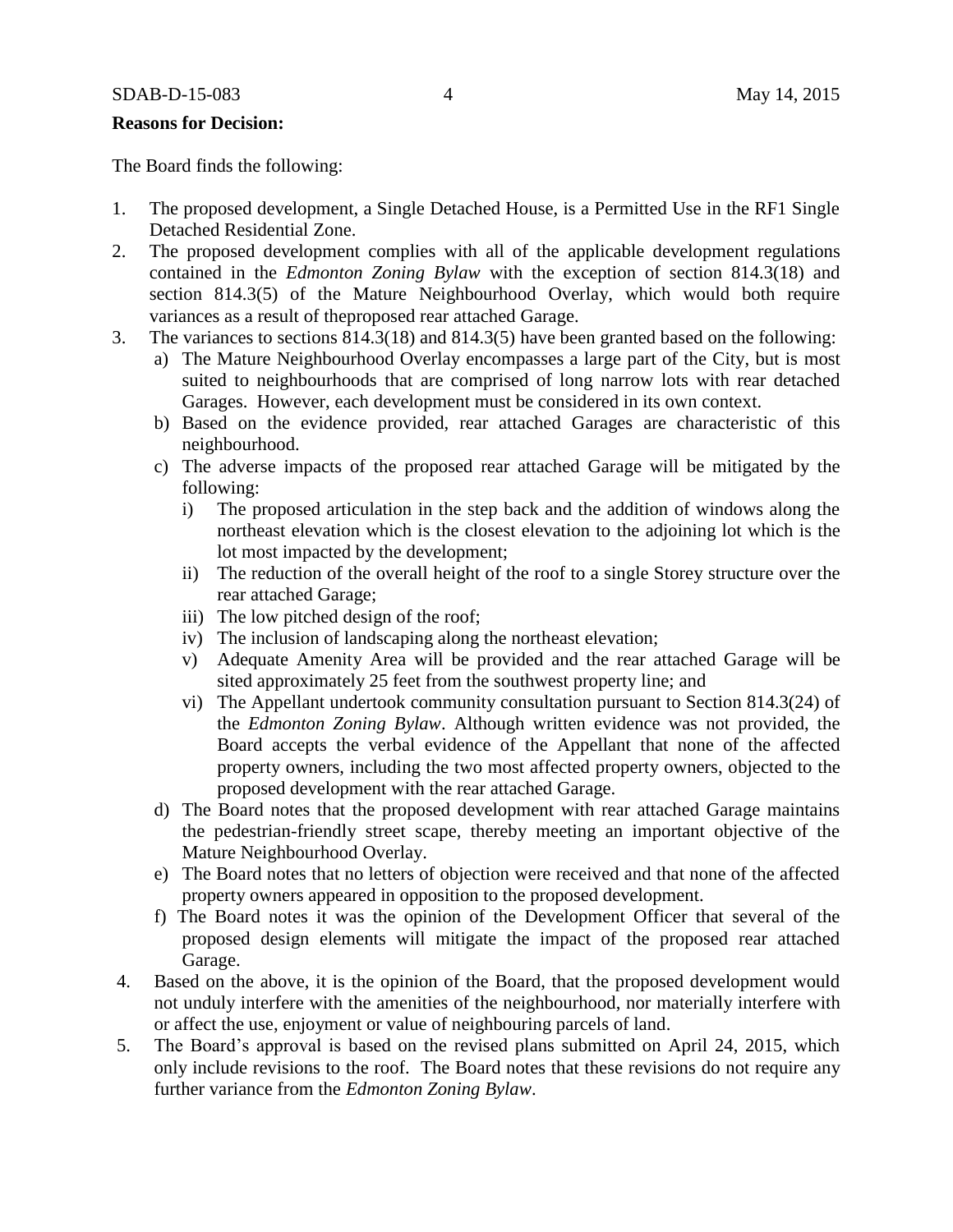**Reasons for Decision:**

The Board finds the following:

1. The proposed development, a Single Detached House, is a Permitted Use in the RF1 Single Detached Residential Zone.
2. The proposed development complies with all of the applicable development regulations contained in the *Edmonton Zoning Bylaw* with the exception of section 814.3(18) and section 814.3(5) of the Mature Neighbourhood Overlay, which would both require variances as a result of theproposed rear attached Garage.
3. The variances to sections 814.3(18) and 814.3(5) have been granted based on the following:
   a) The Mature Neighbourhood Overlay encompasses a large part of the City, but is most suited to neighbourhoods that are comprised of long narrow lots with rear detached Garages. However, each development must be considered in its own context.
   b) Based on the evidence provided, rear attached Garages are characteristic of this neighbourhood.
   c) The adverse impacts of the proposed rear attached Garage will be mitigated by the following:
      i) The proposed articulation in the step back and the addition of windows along the northeast elevation which is the closest elevation to the adjoining lot which is the lot most impacted by the development;
      ii) The reduction of the overall height of the roof to a single Storey structure over the rear attached Garage;
      iii) The low pitched design of the roof;
      iv) The inclusion of landscaping along the northeast elevation;
      v) Adequate Amenity Area will be provided and the rear attached Garage will be sited approximately 25 feet from the southwest property line; and
      vi) The Appellant undertook community consultation pursuant to Section 814.3(24) of the *Edmonton Zoning Bylaw*. Although written evidence was not provided, the Board accepts the verbal evidence of the Appellant that none of the affected property owners, including the two most affected property owners, objected to the proposed development with the rear attached Garage.
   d) The Board notes that the proposed development with rear attached Garage maintains the pedestrian-friendly street scape, thereby meeting an important objective of the Mature Neighbourhood Overlay.
   e) The Board notes that no letters of objection were received and that none of the affected property owners appeared in opposition to the proposed development.
   f) The Board notes it was the opinion of the Development Officer that several of the proposed design elements will mitigate the impact of the proposed rear attached Garage.
4. Based on the above, it is the opinion of the Board, that the proposed development would not unduly interfere with the amenities of the neighbourhood, nor materially interfere with or affect the use, enjoyment or value of neighbouring parcels of land.
5. The Board's approval is based on the revised plans submitted on April 24, 2015, which only include revisions to the roof. The Board notes that these revisions do not require any further variance from the *Edmonton Zoning Bylaw*.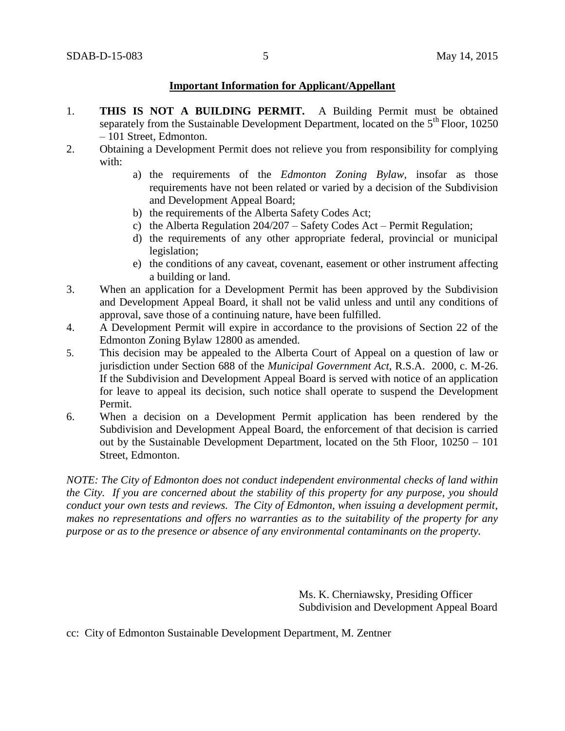**Important Information for Applicant/Appellant**

1. **THIS IS NOT A BUILDING PERMIT.** A Building Permit must be obtained separately from the Sustainable Development Department, located on the 5th Floor, 10250 – 101 Street, Edmonton.
2. Obtaining a Development Permit does not relieve you from responsibility for complying with:
   a) the requirements of the *Edmonton Zoning Bylaw*, insofar as those requirements have not been related or varied by a decision of the Subdivision and Development Appeal Board;
   b) the requirements of the Alberta Safety Codes Act;
   c) the Alberta Regulation 204/207 – Safety Codes Act – Permit Regulation;
   d) the requirements of any other appropriate federal, provincial or municipal legislation;
   e) the conditions of any caveat, covenant, easement or other instrument affecting a building or land.
3. When an application for a Development Permit has been approved by the Subdivision and Development Appeal Board, it shall not be valid unless and until any conditions of approval, save those of a continuing nature, have been fulfilled.
4. A Development Permit will expire in accordance to the provisions of Section 22 of the Edmonton Zoning Bylaw 12800 as amended.
5. This decision may be appealed to the Alberta Court of Appeal on a question of law or jurisdiction under Section 688 of the *Municipal Government Act*, R.S.A. 2000, c. M-26. If the Subdivision and Development Appeal Board is served with notice of an application for leave to appeal its decision, such notice shall operate to suspend the Development Permit.
6. When a decision on a Development Permit application has been rendered by the Subdivision and Development Appeal Board, the enforcement of that decision is carried out by the Sustainable Development Department, located on the 5th Floor, 10250 – 101 Street, Edmonton.

*NOTE: The City of Edmonton does not conduct independent environmental checks of land within the City. If you are concerned about the stability of this property for any purpose, you should conduct your own tests and reviews. The City of Edmonton, when issuing a development permit, makes no representations and offers no warranties as to the suitability of the property for any purpose or as to the presence or absence of any environmental contaminants on the property.*

Ms. K. Cherniawsky, Presiding Officer
Subdivision and Development Appeal Board

cc: City of Edmonton Sustainable Development Department, M. Zentner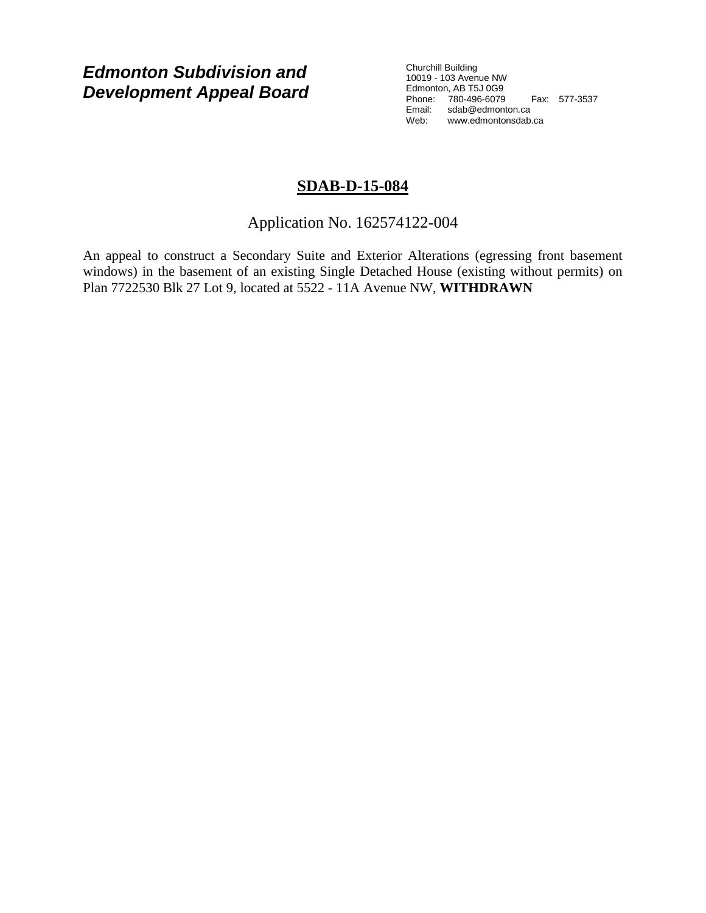***Edmonton Subdivision and Development Appeal Board***

Churchill Building
10019 - 103 Avenue NW
Edmonton, AB T5J 0G9
Phone: 780-496-6079 Fax: 577-3537
Email: sdab@edmonton.ca
Web: www.edmontonsdab.ca

## SDAB-D-15-084

Application No. 162574122-004

An appeal to construct a Secondary Suite and Exterior Alterations (egressing front basement windows) in the basement of an existing Single Detached House (existing without permits) on Plan 7722530 Blk 27 Lot 9, located at 5522 - 11A Avenue NW, **WITHDRAWN**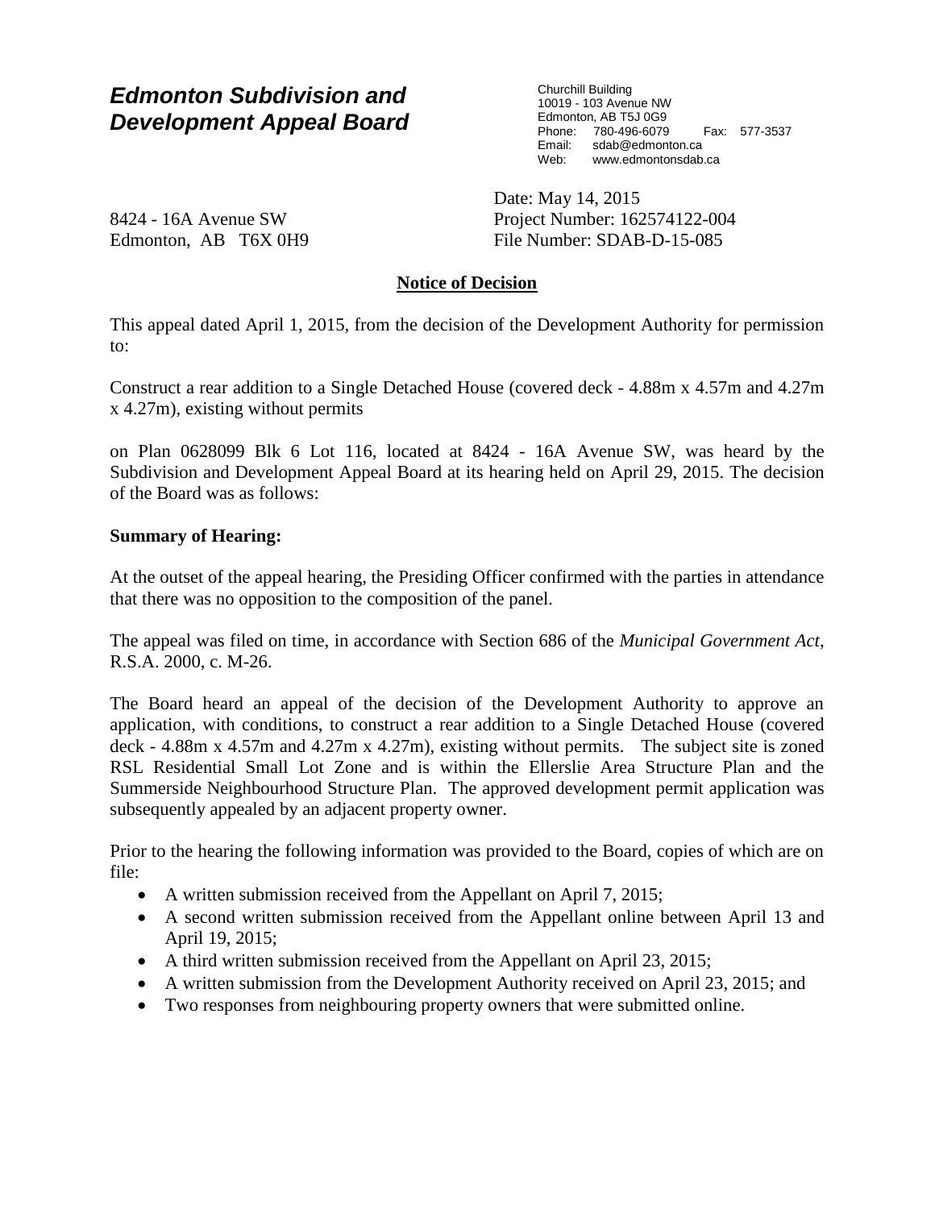# Edmonton Subdivision and Development Appeal Board

Churchill Building
10019 - 103 Avenue NW
Edmonton, AB T5J 0G9
Phone: 780-496-6079 Fax: 577-3537
Email: sdab@edmonton.ca
Web: www.edmontonsdab.ca

8424 - 16A Avenue SW
Edmonton, AB T6X 0H9

Date: May 14, 2015
Project Number: 162574122-004
File Number: SDAB-D-15-085

## Notice of Decision

This appeal dated April 1, 2015, from the decision of the Development Authority for permission to:

Construct a rear addition to a Single Detached House (covered deck - 4.88m x 4.57m and 4.27m x 4.27m), existing without permits

on Plan 0628099 Blk 6 Lot 116, located at 8424 - 16A Avenue SW, was heard by the Subdivision and Development Appeal Board at its hearing held on April 29, 2015. The decision of the Board was as follows:

**Summary of Hearing:**

At the outset of the appeal hearing, the Presiding Officer confirmed with the parties in attendance that there was no opposition to the composition of the panel.

The appeal was filed on time, in accordance with Section 686 of the *Municipal Government Act*, R.S.A. 2000, c. M-26.

The Board heard an appeal of the decision of the Development Authority to approve an application, with conditions, to construct a rear addition to a Single Detached House (covered deck - 4.88m x 4.57m and 4.27m x 4.27m), existing without permits. The subject site is zoned RSL Residential Small Lot Zone and is within the Ellerslie Area Structure Plan and the Summerside Neighbourhood Structure Plan. The approved development permit application was subsequently appealed by an adjacent property owner.

Prior to the hearing the following information was provided to the Board, copies of which are on file:

- A written submission received from the Appellant on April 7, 2015;
- A second written submission received from the Appellant online between April 13 and April 19, 2015;
- A third written submission received from the Appellant on April 23, 2015;
- A written submission from the Development Authority received on April 23, 2015; and
- Two responses from neighbouring property owners that were submitted online.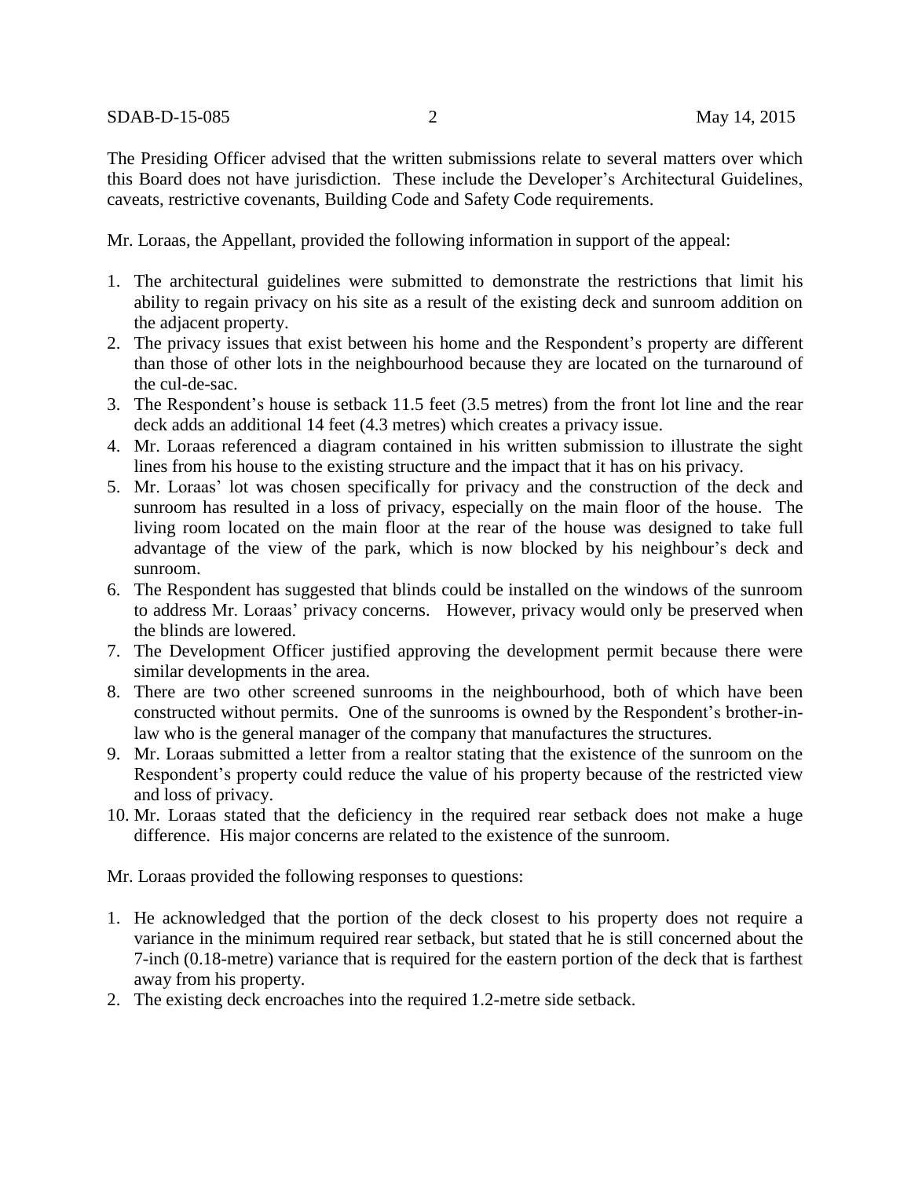The Presiding Officer advised that the written submissions relate to several matters over which this Board does not have jurisdiction. These include the Developer's Architectural Guidelines, caveats, restrictive covenants, Building Code and Safety Code requirements.

Mr. Loraas, the Appellant, provided the following information in support of the appeal:

1. The architectural guidelines were submitted to demonstrate the restrictions that limit his ability to regain privacy on his site as a result of the existing deck and sunroom addition on the adjacent property.
2. The privacy issues that exist between his home and the Respondent's property are different than those of other lots in the neighbourhood because they are located on the turnaround of the cul-de-sac.
3. The Respondent's house is setback 11.5 feet (3.5 metres) from the front lot line and the rear deck adds an additional 14 feet (4.3 metres) which creates a privacy issue.
4. Mr. Loraas referenced a diagram contained in his written submission to illustrate the sight lines from his house to the existing structure and the impact that it has on his privacy.
5. Mr. Loraas' lot was chosen specifically for privacy and the construction of the deck and sunroom has resulted in a loss of privacy, especially on the main floor of the house. The living room located on the main floor at the rear of the house was designed to take full advantage of the view of the park, which is now blocked by his neighbour's deck and sunroom.
6. The Respondent has suggested that blinds could be installed on the windows of the sunroom to address Mr. Loraas' privacy concerns. However, privacy would only be preserved when the blinds are lowered.
7. The Development Officer justified approving the development permit because there were similar developments in the area.
8. There are two other screened sunrooms in the neighbourhood, both of which have been constructed without permits. One of the sunrooms is owned by the Respondent's brother-in-law who is the general manager of the company that manufactures the structures.
9. Mr. Loraas submitted a letter from a realtor stating that the existence of the sunroom on the Respondent's property could reduce the value of his property because of the restricted view and loss of privacy.
10. Mr. Loraas stated that the deficiency in the required rear setback does not make a huge difference. His major concerns are related to the existence of the sunroom.

Mr. Loraas provided the following responses to questions:

1. He acknowledged that the portion of the deck closest to his property does not require a variance in the minimum required rear setback, but stated that he is still concerned about the 7-inch (0.18-metre) variance that is required for the eastern portion of the deck that is farthest away from his property.
2. The existing deck encroaches into the required 1.2-metre side setback.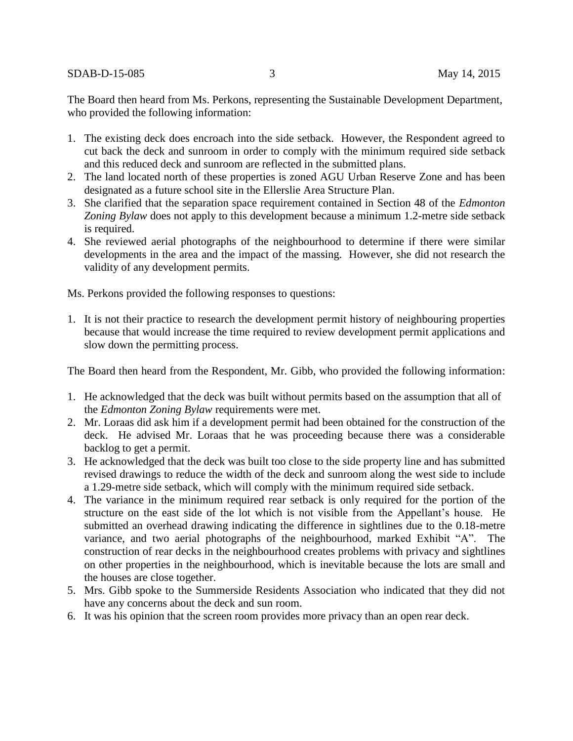The Board then heard from Ms. Perkons, representing the Sustainable Development Department, who provided the following information:

1. The existing deck does encroach into the side setback. However, the Respondent agreed to cut back the deck and sunroom in order to comply with the minimum required side setback and this reduced deck and sunroom are reflected in the submitted plans.
2. The land located north of these properties is zoned AGU Urban Reserve Zone and has been designated as a future school site in the Ellerslie Area Structure Plan.
3. She clarified that the separation space requirement contained in Section 48 of the *Edmonton Zoning Bylaw* does not apply to this development because a minimum 1.2-metre side setback is required.
4. She reviewed aerial photographs of the neighbourhood to determine if there were similar developments in the area and the impact of the massing. However, she did not research the validity of any development permits.

Ms. Perkons provided the following responses to questions:

1. It is not their practice to research the development permit history of neighbouring properties because that would increase the time required to review development permit applications and slow down the permitting process.

The Board then heard from the Respondent, Mr. Gibb, who provided the following information:

1. He acknowledged that the deck was built without permits based on the assumption that all of the *Edmonton Zoning Bylaw* requirements were met.
2. Mr. Loraas did ask him if a development permit had been obtained for the construction of the deck. He advised Mr. Loraas that he was proceeding because there was a considerable backlog to get a permit.
3. He acknowledged that the deck was built too close to the side property line and has submitted revised drawings to reduce the width of the deck and sunroom along the west side to include a 1.29-metre side setback, which will comply with the minimum required side setback.
4. The variance in the minimum required rear setback is only required for the portion of the structure on the east side of the lot which is not visible from the Appellant's house. He submitted an overhead drawing indicating the difference in sightlines due to the 0.18-metre variance, and two aerial photographs of the neighbourhood, marked Exhibit "A". The construction of rear decks in the neighbourhood creates problems with privacy and sightlines on other properties in the neighbourhood, which is inevitable because the lots are small and the houses are close together.
5. Mrs. Gibb spoke to the Summerside Residents Association who indicated that they did not have any concerns about the deck and sun room.
6. It was his opinion that the screen room provides more privacy than an open rear deck.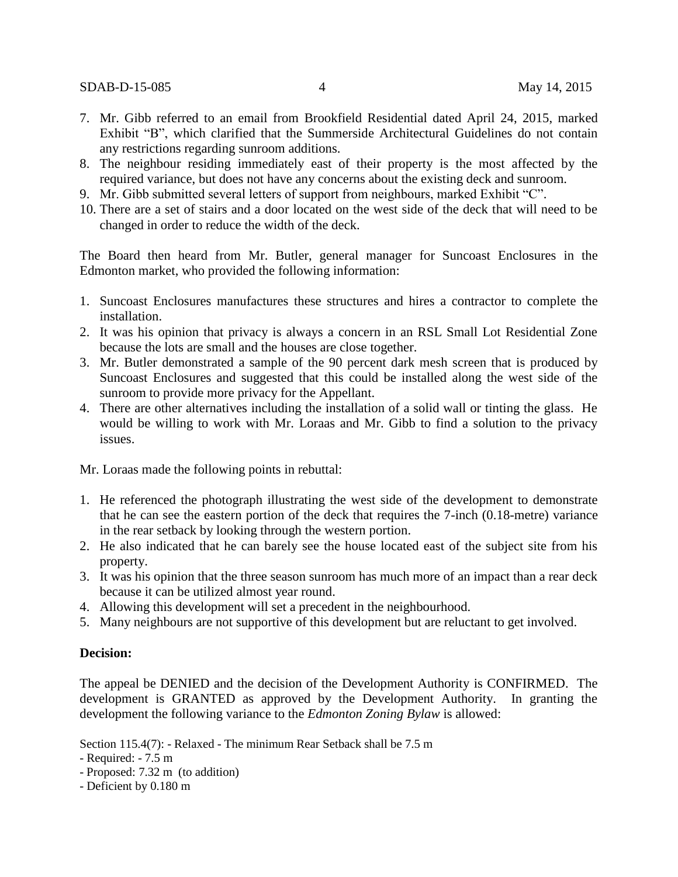7. Mr. Gibb referred to an email from Brookfield Residential dated April 24, 2015, marked Exhibit "B", which clarified that the Summerside Architectural Guidelines do not contain any restrictions regarding sunroom additions.
8. The neighbour residing immediately east of their property is the most affected by the required variance, but does not have any concerns about the existing deck and sunroom.
9. Mr. Gibb submitted several letters of support from neighbours, marked Exhibit "C".
10. There are a set of stairs and a door located on the west side of the deck that will need to be changed in order to reduce the width of the deck.

The Board then heard from Mr. Butler, general manager for Suncoast Enclosures in the Edmonton market, who provided the following information:

1. Suncoast Enclosures manufactures these structures and hires a contractor to complete the installation.
2. It was his opinion that privacy is always a concern in an RSL Small Lot Residential Zone because the lots are small and the houses are close together.
3. Mr. Butler demonstrated a sample of the 90 percent dark mesh screen that is produced by Suncoast Enclosures and suggested that this could be installed along the west side of the sunroom to provide more privacy for the Appellant.
4. There are other alternatives including the installation of a solid wall or tinting the glass. He would be willing to work with Mr. Loraas and Mr. Gibb to find a solution to the privacy issues.

Mr. Loraas made the following points in rebuttal:

1. He referenced the photograph illustrating the west side of the development to demonstrate that he can see the eastern portion of the deck that requires the 7-inch (0.18-metre) variance in the rear setback by looking through the western portion.
2. He also indicated that he can barely see the house located east of the subject site from his property.
3. It was his opinion that the three season sunroom has much more of an impact than a rear deck because it can be utilized almost year round.
4. Allowing this development will set a precedent in the neighbourhood.
5. Many neighbours are not supportive of this development but are reluctant to get involved.

**Decision:**

The appeal be DENIED and the decision of the Development Authority is CONFIRMED. The development is GRANTED as approved by the Development Authority. In granting the development the following variance to the *Edmonton Zoning Bylaw* is allowed:

Section 115.4(7): - Relaxed - The minimum Rear Setback shall be 7.5 m
- Required: - 7.5 m
- Proposed: 7.32 m (to addition)
- Deficient by 0.180 m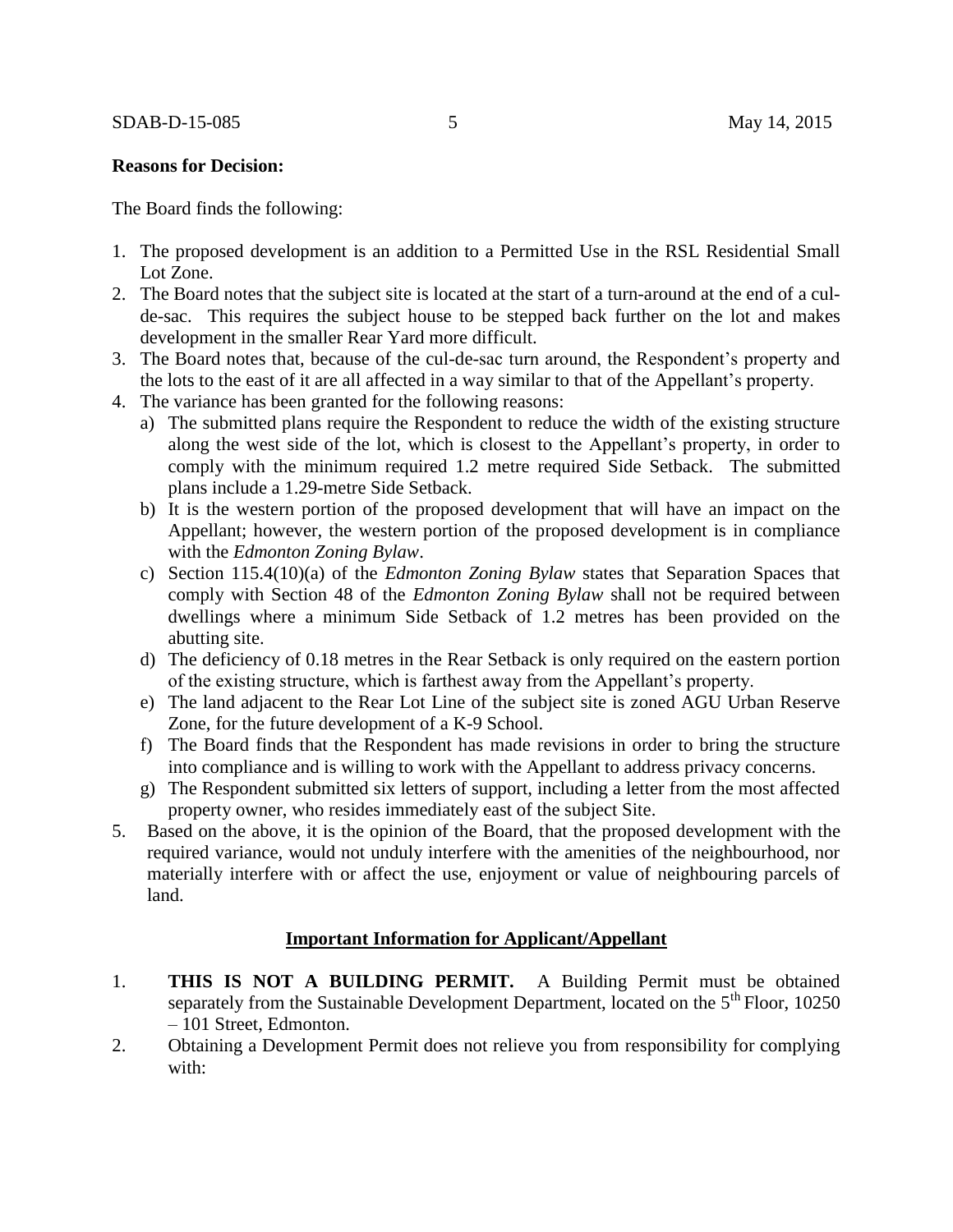**Reasons for Decision:**

The Board finds the following:

1. The proposed development is an addition to a Permitted Use in the RSL Residential Small Lot Zone.
2. The Board notes that the subject site is located at the start of a turn-around at the end of a cul-de-sac. This requires the subject house to be stepped back further on the lot and makes development in the smaller Rear Yard more difficult.
3. The Board notes that, because of the cul-de-sac turn around, the Respondent's property and the lots to the east of it are all affected in a way similar to that of the Appellant's property.
4. The variance has been granted for the following reasons:
   a) The submitted plans require the Respondent to reduce the width of the existing structure along the west side of the lot, which is closest to the Appellant's property, in order to comply with the minimum required 1.2 metre required Side Setback. The submitted plans include a 1.29-metre Side Setback.
   b) It is the western portion of the proposed development that will have an impact on the Appellant; however, the western portion of the proposed development is in compliance with the *Edmonton Zoning Bylaw*.
   c) Section 115.4(10)(a) of the *Edmonton Zoning Bylaw* states that Separation Spaces that comply with Section 48 of the *Edmonton Zoning Bylaw* shall not be required between dwellings where a minimum Side Setback of 1.2 metres has been provided on the abutting site.
   d) The deficiency of 0.18 metres in the Rear Setback is only required on the eastern portion of the existing structure, which is farthest away from the Appellant's property.
   e) The land adjacent to the Rear Lot Line of the subject site is zoned AGU Urban Reserve Zone, for the future development of a K-9 School.
   f) The Board finds that the Respondent has made revisions in order to bring the structure into compliance and is willing to work with the Appellant to address privacy concerns.
   g) The Respondent submitted six letters of support, including a letter from the most affected property owner, who resides immediately east of the subject Site.
5. Based on the above, it is the opinion of the Board, that the proposed development with the required variance, would not unduly interfere with the amenities of the neighbourhood, nor materially interfere with or affect the use, enjoyment or value of neighbouring parcels of land.

## Important Information for Applicant/Appellant

1. **THIS IS NOT A BUILDING PERMIT.** A Building Permit must be obtained separately from the Sustainable Development Department, located on the 5th Floor, 10250 – 101 Street, Edmonton.
2. Obtaining a Development Permit does not relieve you from responsibility for complying with: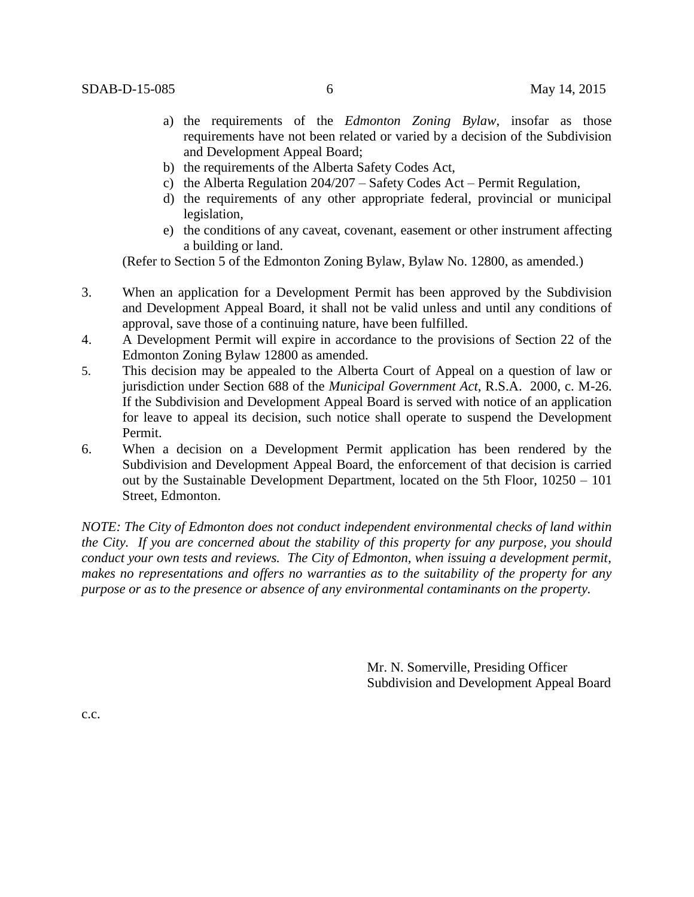a) the requirements of the *Edmonton Zoning Bylaw*, insofar as those requirements have not been related or varied by a decision of the Subdivision and Development Appeal Board;
b) the requirements of the Alberta Safety Codes Act,
c) the Alberta Regulation 204/207 – Safety Codes Act – Permit Regulation,
d) the requirements of any other appropriate federal, provincial or municipal legislation,
e) the conditions of any caveat, covenant, easement or other instrument affecting a building or land.

(Refer to Section 5 of the Edmonton Zoning Bylaw, Bylaw No. 12800, as amended.)

3. When an application for a Development Permit has been approved by the Subdivision and Development Appeal Board, it shall not be valid unless and until any conditions of approval, save those of a continuing nature, have been fulfilled.
4. A Development Permit will expire in accordance to the provisions of Section 22 of the Edmonton Zoning Bylaw 12800 as amended.
5. This decision may be appealed to the Alberta Court of Appeal on a question of law or jurisdiction under Section 688 of the *Municipal Government Act*, R.S.A. 2000, c. M-26. If the Subdivision and Development Appeal Board is served with notice of an application for leave to appeal its decision, such notice shall operate to suspend the Development Permit.
6. When a decision on a Development Permit application has been rendered by the Subdivision and Development Appeal Board, the enforcement of that decision is carried out by the Sustainable Development Department, located on the 5th Floor, 10250 – 101 Street, Edmonton.

*NOTE: The City of Edmonton does not conduct independent environmental checks of land within the City. If you are concerned about the stability of this property for any purpose, you should conduct your own tests and reviews. The City of Edmonton, when issuing a development permit, makes no representations and offers no warranties as to the suitability of the property for any purpose or as to the presence or absence of any environmental contaminants on the property.*

Mr. N. Somerville, Presiding Officer
Subdivision and Development Appeal Board

c.c.